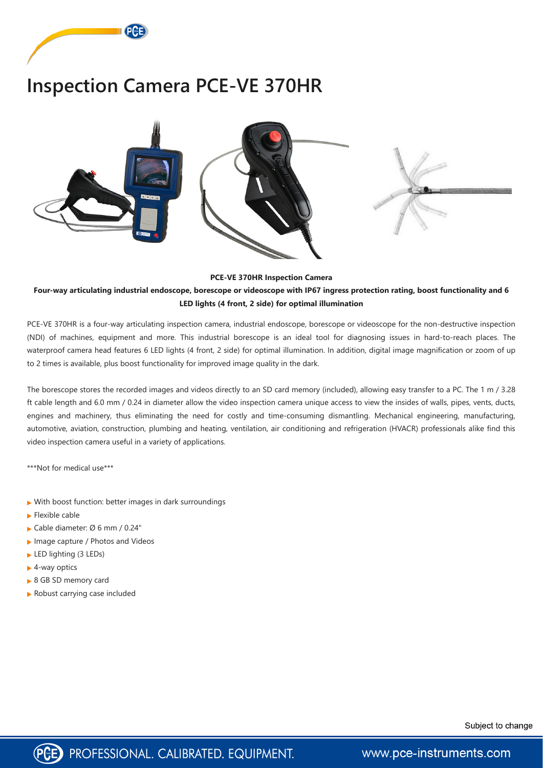# Inspection Camera PCE-VE 370HR

**PCE-VE 370HR Inspection Camera**

**Four-way articulating industrial endoscope, borescope or videoscope with IP67 ingress protection rating, boost functionality and 6 LED lights (4 front, 2 side) for optimal illumination**

PCE-VE 370HR is a four-way articulating inspection camera, industrial endoscope, borescope or videoscope for the non-destructive inspection (NDI) of machines, equipment and more. This industrial borescope is an ideal tool for diagnosing issues in hard-to-reach places. The waterproof camera head features 6 LED lights (4 front, 2 side) for optimal illumination. In addition, digital image magnification or zoom of up to 2 times is available, plus boost functionality for improved image quality in the dark.

The borescope stores the recorded images and videos directly to an SD card memory (included), allowing easy transfer to a PC. The 1 m / 3.28 ft cable length and 6.0 mm / 0.24 in diameter allow the video inspection camera unique access to view the insides of walls, pipes, vents, ducts, engines and machinery, thus eliminating the need for costly and time-consuming dismantling. Mechanical engineering, manufacturing, automotive, aviation, construction, plumbing and heating, ventilation, air conditioning and refrigeration (HVACR) professionals alike find this video inspection camera useful in a variety of applications.

***Not for medical use***

- With boost function: better images in dark surroundings
- Flexible cable
- Cable diameter: Ø 6 mm / 0.24"
- Image capture / Photos and Videos
- LED lighting (3 LEDs)
- 4-way optics
- 8 GB SD memory card
- Robust carrying case included

Subject to change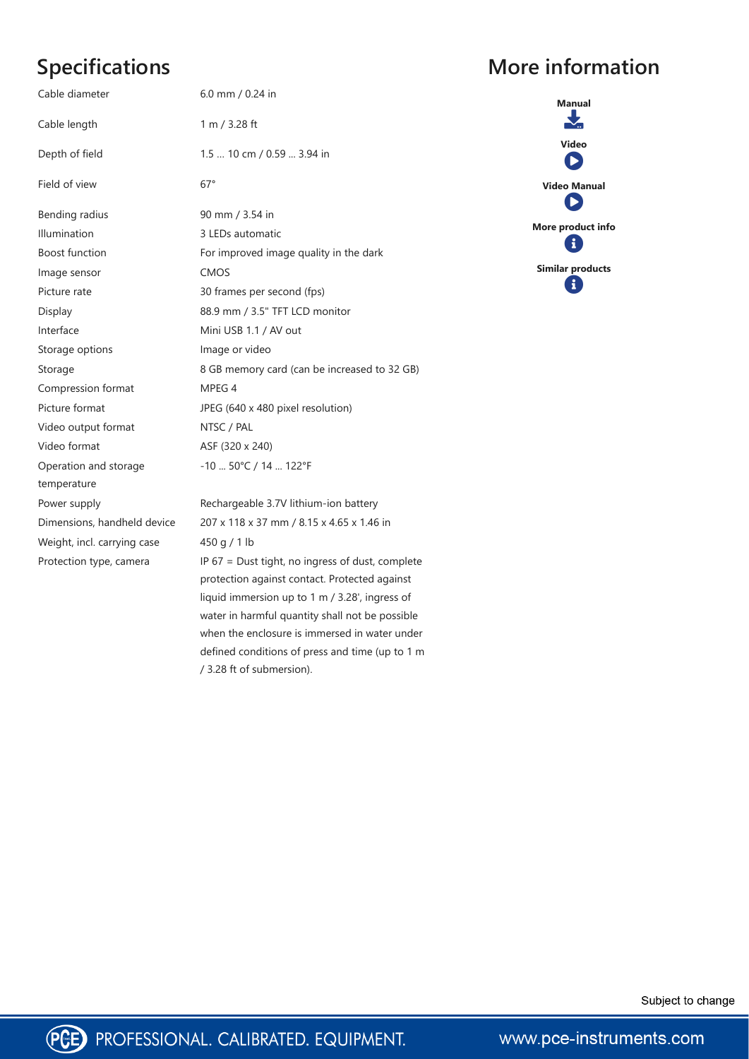## Specifications

| | |
|---|---|
| Cable diameter | 6.0 mm / 0.24 in |
| Cable length | 1 m / 3.28 ft |
| Depth of field | 1.5 ... 10 cm / 0.59 ... 3.94 in |
| Field of view | 67° |
| Bending radius | 90 mm / 3.54 in |
| Illumination | 3 LEDs automatic |
| Boost function | For improved image quality in the dark |
| Image sensor | CMOS |
| Picture rate | 30 frames per second (fps) |
| Display | 88.9 mm / 3.5" TFT LCD monitor |
| Interface | Mini USB 1.1 / AV out |
| Storage options | Image or video |
| Storage | 8 GB memory card (can be increased to 32 GB) |
| Compression format | MPEG 4 |
| Picture format | JPEG (640 x 480 pixel resolution) |
| Video output format | NTSC / PAL |
| Video format | ASF (320 x 240) |
| Operation and storage temperature | -10 ... 50°C / 14 ... 122°F |
| Power supply | Rechargeable 3.7V lithium-ion battery |
| Dimensions, handheld device | 207 x 118 x 37 mm / 8.15 x 4.65 x 1.46 in |
| Weight, incl. carrying case | 450 g / 1 lb |
| Protection type, camera | IP 67 = Dust tight, no ingress of dust, complete protection against contact. Protected against liquid immersion up to 1 m / 3.28', ingress of water in harmful quantity shall not be possible when the enclosure is immersed in water under defined conditions of press and time (up to 1 m / 3.28 ft of submersion). |

## More information

**Manual**

**Video**

**Video Manual**

**More product info**

**Similar products**

Subject to change

PROFESSIONAL. CALIBRATED. EQUIPMENT.

www.pce-instruments.com